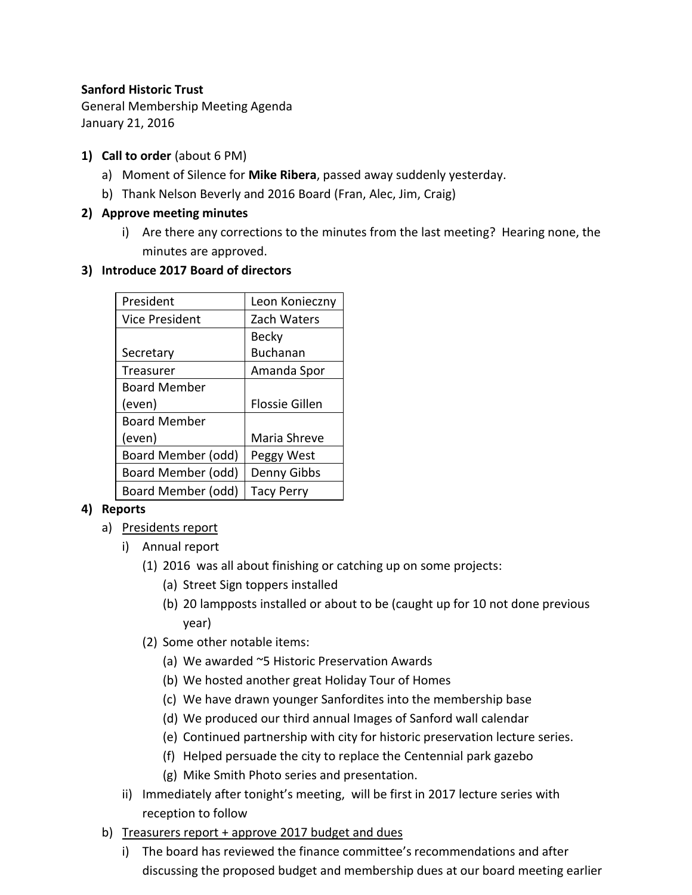**Sanford Historic Trust**
General Membership Meeting Agenda
January 21, 2016

1) **Call to order** (about 6 PM)
   a) Moment of Silence for **Mike Ribera**, passed away suddenly yesterday.
   b) Thank Nelson Beverly and 2016 Board (Fran, Alec, Jim, Craig)
2) **Approve meeting minutes**
   i) Are there any corrections to the minutes from the last meeting? Hearing none, the minutes are approved.
3) **Introduce 2017 Board of directors**

| President | Leon Konieczny |
|---|---|
| Vice President | Zach Waters |
| Secretary | Becky Buchanan |
| Treasurer | Amanda Spor |
| Board Member (even) | Flossie Gillen |
| Board Member (even) | Maria Shreve |
| Board Member (odd) | Peggy West |
| Board Member (odd) | Denny Gibbs |
| Board Member (odd) | Tacy Perry |

4) **Reports**
   a) <u>Presidents report</u>
      i) Annual report
         (1) 2016 was all about finishing or catching up on some projects:
            (a) Street Sign toppers installed
            (b) 20 lampposts installed or about to be (caught up for 10 not done previous year)
         (2) Some other notable items:
            (a) We awarded ~5 Historic Preservation Awards
            (b) We hosted another great Holiday Tour of Homes
            (c) We have drawn younger Sanfordites into the membership base
            (d) We produced our third annual Images of Sanford wall calendar
            (e) Continued partnership with city for historic preservation lecture series.
            (f) Helped persuade the city to replace the Centennial park gazebo
            (g) Mike Smith Photo series and presentation.
      ii) Immediately after tonight's meeting, will be first in 2017 lecture series with reception to follow
   b) <u>Treasurers report + approve 2017 budget and dues</u>
      i) The board has reviewed the finance committee's recommendations and after discussing the proposed budget and membership dues at our board meeting earlier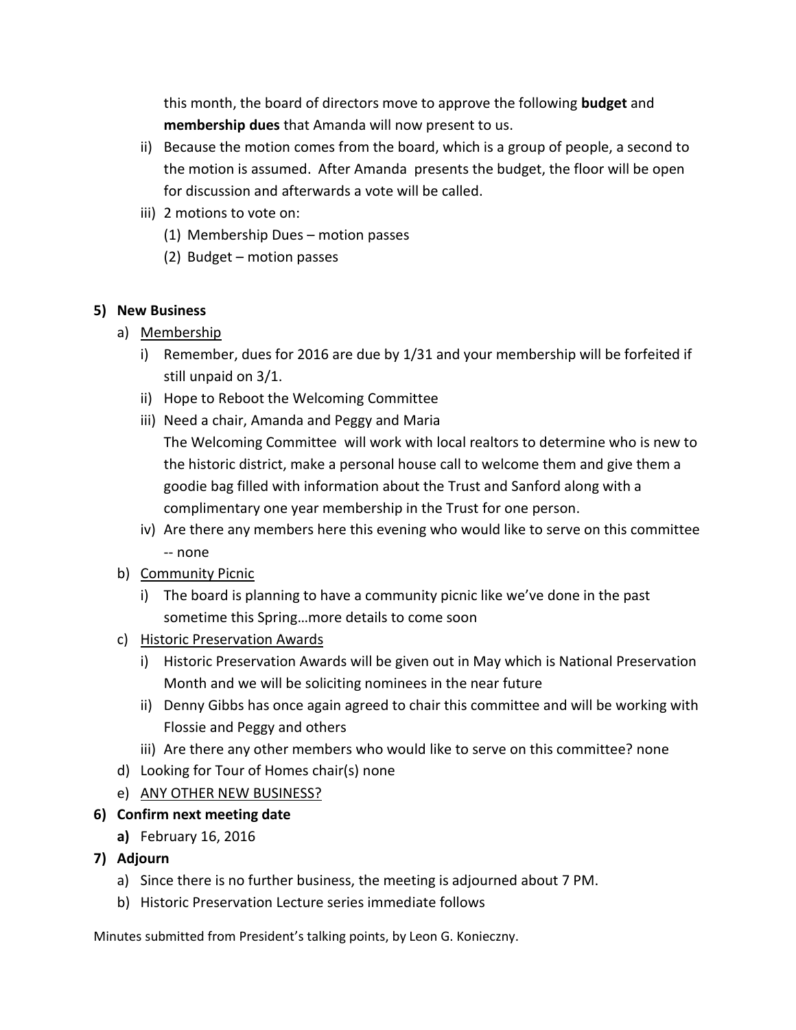this month, the board of directors move to approve the following **budget** and **membership dues** that Amanda will now present to us.

ii) Because the motion comes from the board, which is a group of people, a second to the motion is assumed. After Amanda presents the budget, the floor will be open for discussion and afterwards a vote will be called.

iii) 2 motions to vote on:

(1) Membership Dues – motion passes

(2) Budget – motion passes

**5) New Business**

a) <u>Membership</u>

i) Remember, dues for 2016 are due by 1/31 and your membership will be forfeited if still unpaid on 3/1.

ii) Hope to Reboot the Welcoming Committee

iii) Need a chair, Amanda and Peggy and Maria

The Welcoming Committee will work with local realtors to determine who is new to the historic district, make a personal house call to welcome them and give them a goodie bag filled with information about the Trust and Sanford along with a complimentary one year membership in the Trust for one person.

iv) Are there any members here this evening who would like to serve on this committee -- none

b) <u>Community Picnic</u>

i) The board is planning to have a community picnic like we've done in the past sometime this Spring…more details to come soon

c) <u>Historic Preservation Awards</u>

i) Historic Preservation Awards will be given out in May which is National Preservation Month and we will be soliciting nominees in the near future

ii) Denny Gibbs has once again agreed to chair this committee and will be working with Flossie and Peggy and others

iii) Are there any other members who would like to serve on this committee? none

d) Looking for Tour of Homes chair(s) none

e) <u>ANY OTHER NEW BUSINESS?</u>

**6) Confirm next meeting date**

**a)** February 16, 2016

**7) Adjourn**

a) Since there is no further business, the meeting is adjourned about 7 PM.

b) Historic Preservation Lecture series immediate follows

Minutes submitted from President's talking points, by Leon G. Konieczny.